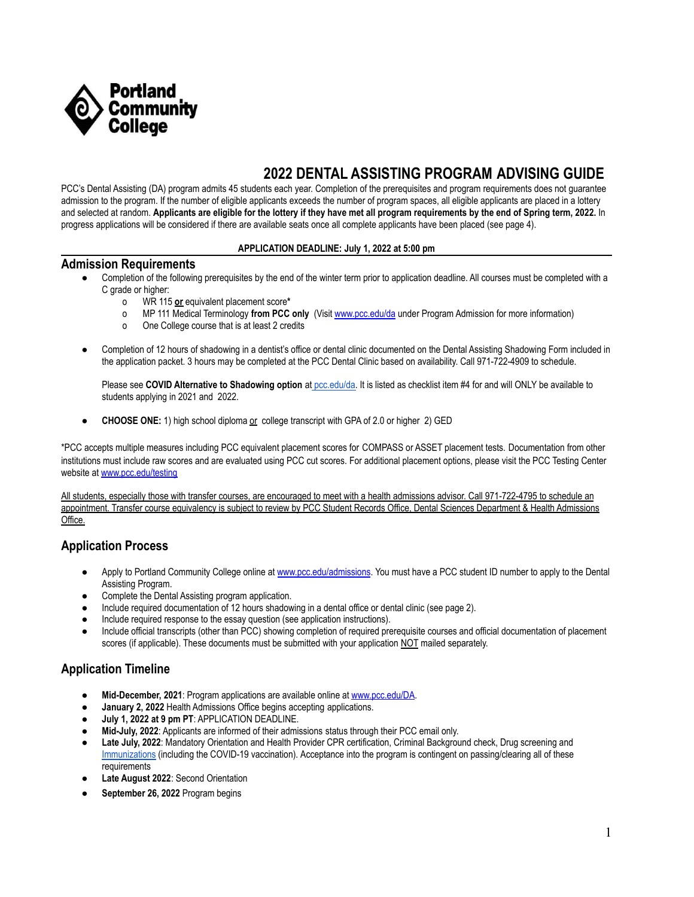Portland Community College

# 2022 DENTAL ASSISTING PROGRAM ADVISING GUIDE

PCC's Dental Assisting (DA) program admits 45 students each year. Completion of the prerequisites and program requirements does not guarantee admission to the program. If the number of eligible applicants exceeds the number of program spaces, all eligible applicants are placed in a lottery and selected at random. **Applicants are eligible for the lottery if they have met all program requirements by the end of Spring term, 2022.** In progress applications will be considered if there are available seats once all complete applicants have been placed (see page 4).

**APPLICATION DEADLINE: July 1, 2022 at 5:00 pm**

## Admission Requirements

- Completion of the following prerequisites by the end of the winter term prior to application deadline. All courses must be completed with a C grade or higher:
  - WR 115 **or** equivalent placement score*
  - MP 111 Medical Terminology **from PCC only** (Visit www.pcc.edu/da under Program Admission for more information)
  - One College course that is at least 2 credits
- Completion of 12 hours of shadowing in a dentist's office or dental clinic documented on the Dental Assisting Shadowing Form included in the application packet. 3 hours may be completed at the PCC Dental Clinic based on availability. Call 971-722-4909 to schedule.

  Please see **COVID Alternative to Shadowing option** at pcc.edu/da. It is listed as checklist item #4 for and will ONLY be available to students applying in 2021 and 2022.

- **CHOOSE ONE:** 1) high school diploma or college transcript with GPA of 2.0 or higher 2) GED

*PCC accepts multiple measures including PCC equivalent placement scores for COMPASS or ASSET placement tests. Documentation from other institutions must include raw scores and are evaluated using PCC cut scores. For additional placement options, please visit the PCC Testing Center website at www.pcc.edu/testing

All students, especially those with transfer courses, are encouraged to meet with a health admissions advisor. Call 971-722-4795 to schedule an appointment. Transfer course equivalency is subject to review by PCC Student Records Office, Dental Sciences Department & Health Admissions Office.

## Application Process

- Apply to Portland Community College online at www.pcc.edu/admissions. You must have a PCC student ID number to apply to the Dental Assisting Program.
- Complete the Dental Assisting program application.
- Include required documentation of 12 hours shadowing in a dental office or dental clinic (see page 2).
- Include required response to the essay question (see application instructions).
- Include official transcripts (other than PCC) showing completion of required prerequisite courses and official documentation of placement scores (if applicable). These documents must be submitted with your application NOT mailed separately.

## Application Timeline

- **Mid-December, 2021**: Program applications are available online at www.pcc.edu/DA.
- **January 2, 2022** Health Admissions Office begins accepting applications.
- **July 1, 2022 at 9 pm PT**: APPLICATION DEADLINE.
- **Mid-July, 2022**: Applicants are informed of their admissions status through their PCC email only.
- **Late July, 2022**: Mandatory Orientation and Health Provider CPR certification, Criminal Background check, Drug screening and Immunizations (including the COVID-19 vaccination). Acceptance into the program is contingent on passing/clearing all of these requirements
- **Late August 2022**: Second Orientation
- **September 26, 2022** Program begins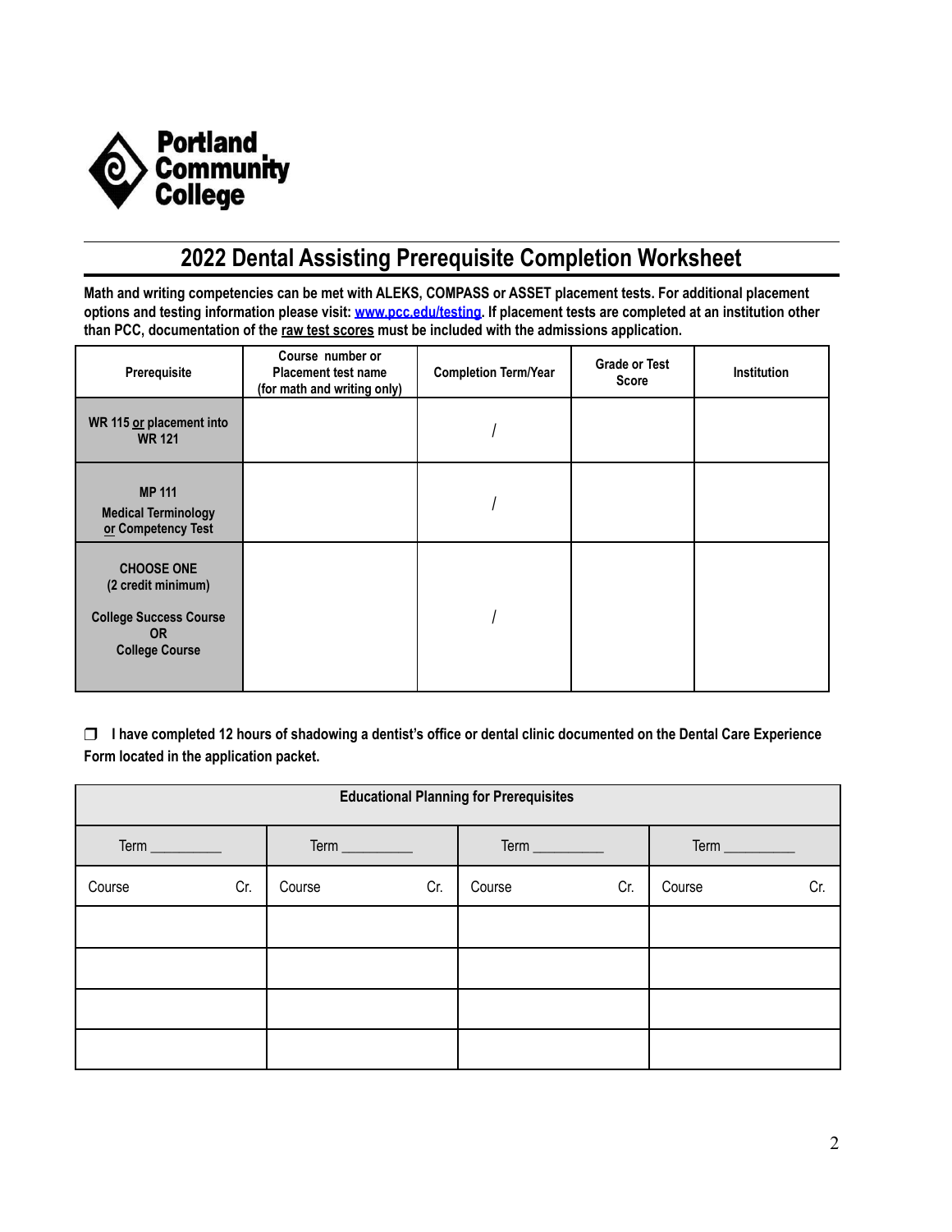Portland Community College

# 2022 Dental Assisting Prerequisite Completion Worksheet

**Math and writing competencies can be met with ALEKS, COMPASS or ASSET placement tests. For additional placement options and testing information please visit: [www.pcc.edu/testing](http://www.pcc.edu/testing). If placement tests are completed at an institution other than PCC, documentation of the raw test scores must be included with the admissions application.**

| Prerequisite | Course number or Placement test name (for math and writing only) | Completion Term/Year | Grade or Test Score | Institution |
|---|---|---|---|---|
| **WR 115 or placement into WR 121** | | / | | |
| **MP 111 Medical Terminology or Competency Test** | | / | | |
| **CHOOSE ONE (2 credit minimum)** <br> **College Success Course OR College Course** | | / | | |

❒ **I have completed 12 hours of shadowing a dentist's office or dental clinic documented on the Dental Care Experience Form located in the application packet.**

| **Educational Planning for Prerequisites** | | | | | | | |
|---|---|---|---|---|---|---|---|
| Term _________ | | Term _________ | | Term _________ | | Term _________ | |
| Course | Cr. | Course | Cr. | Course | Cr. | Course | Cr. |
| | | | | | | | |
| | | | | | | | |
| | | | | | | | |
| | | | | | | | |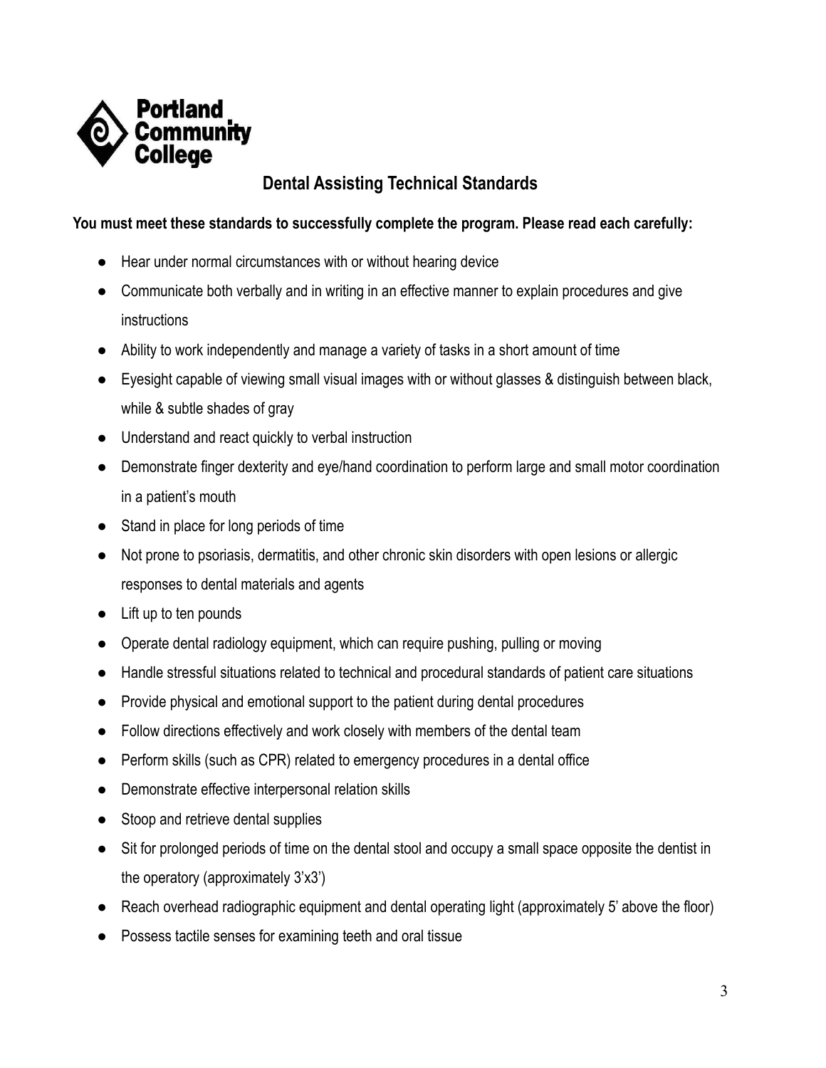Portland Community College

## Dental Assisting Technical Standards

**You must meet these standards to successfully complete the program. Please read each carefully:**

- Hear under normal circumstances with or without hearing device
- Communicate both verbally and in writing in an effective manner to explain procedures and give instructions
- Ability to work independently and manage a variety of tasks in a short amount of time
- Eyesight capable of viewing small visual images with or without glasses & distinguish between black, while & subtle shades of gray
- Understand and react quickly to verbal instruction
- Demonstrate finger dexterity and eye/hand coordination to perform large and small motor coordination in a patient's mouth
- Stand in place for long periods of time
- Not prone to psoriasis, dermatitis, and other chronic skin disorders with open lesions or allergic responses to dental materials and agents
- Lift up to ten pounds
- Operate dental radiology equipment, which can require pushing, pulling or moving
- Handle stressful situations related to technical and procedural standards of patient care situations
- Provide physical and emotional support to the patient during dental procedures
- Follow directions effectively and work closely with members of the dental team
- Perform skills (such as CPR) related to emergency procedures in a dental office
- Demonstrate effective interpersonal relation skills
- Stoop and retrieve dental supplies
- Sit for prolonged periods of time on the dental stool and occupy a small space opposite the dentist in the operatory (approximately 3'x3')
- Reach overhead radiographic equipment and dental operating light (approximately 5' above the floor)
- Possess tactile senses for examining teeth and oral tissue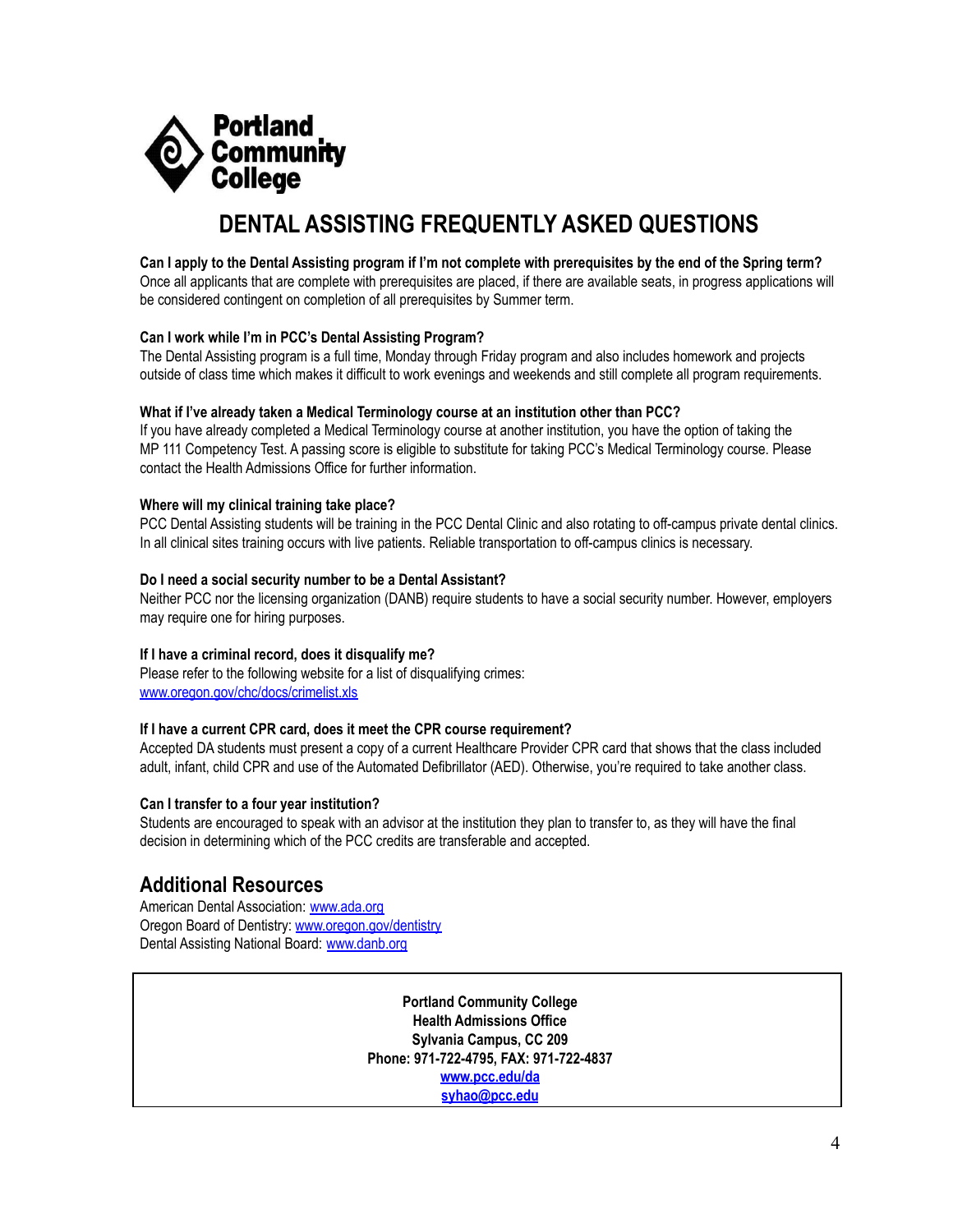Portland Community College

# DENTAL ASSISTING FREQUENTLY ASKED QUESTIONS

**Can I apply to the Dental Assisting program if I'm not complete with prerequisites by the end of the Spring term?**
Once all applicants that are complete with prerequisites are placed, if there are available seats, in progress applications will be considered contingent on completion of all prerequisites by Summer term.

**Can I work while I'm in PCC's Dental Assisting Program?**
The Dental Assisting program is a full time, Monday through Friday program and also includes homework and projects outside of class time which makes it difficult to work evenings and weekends and still complete all program requirements.

**What if I've already taken a Medical Terminology course at an institution other than PCC?**
If you have already completed a Medical Terminology course at another institution, you have the option of taking the MP 111 Competency Test. A passing score is eligible to substitute for taking PCC's Medical Terminology course. Please contact the Health Admissions Office for further information.

**Where will my clinical training take place?**
PCC Dental Assisting students will be training in the PCC Dental Clinic and also rotating to off-campus private dental clinics. In all clinical sites training occurs with live patients. Reliable transportation to off-campus clinics is necessary.

**Do I need a social security number to be a Dental Assistant?**
Neither PCC nor the licensing organization (DANB) require students to have a social security number. However, employers may require one for hiring purposes.

**If I have a criminal record, does it disqualify me?**
Please refer to the following website for a list of disqualifying crimes:
www.oregon.gov/chc/docs/crimelist.xls

**If I have a current CPR card, does it meet the CPR course requirement?**
Accepted DA students must present a copy of a current Healthcare Provider CPR card that shows that the class included adult, infant, child CPR and use of the Automated Defibrillator (AED). Otherwise, you're required to take another class.

**Can I transfer to a four year institution?**
Students are encouraged to speak with an advisor at the institution they plan to transfer to, as they will have the final decision in determining which of the PCC credits are transferable and accepted.

## Additional Resources

American Dental Association: www.ada.org
Oregon Board of Dentistry: www.oregon.gov/dentistry
Dental Assisting National Board: www.danb.org

**Portland Community College**
**Health Admissions Office**
**Sylvania Campus, CC 209**
**Phone: 971-722-4795, FAX: 971-722-4837**
**www.pcc.edu/da**
**syhao@pcc.edu**